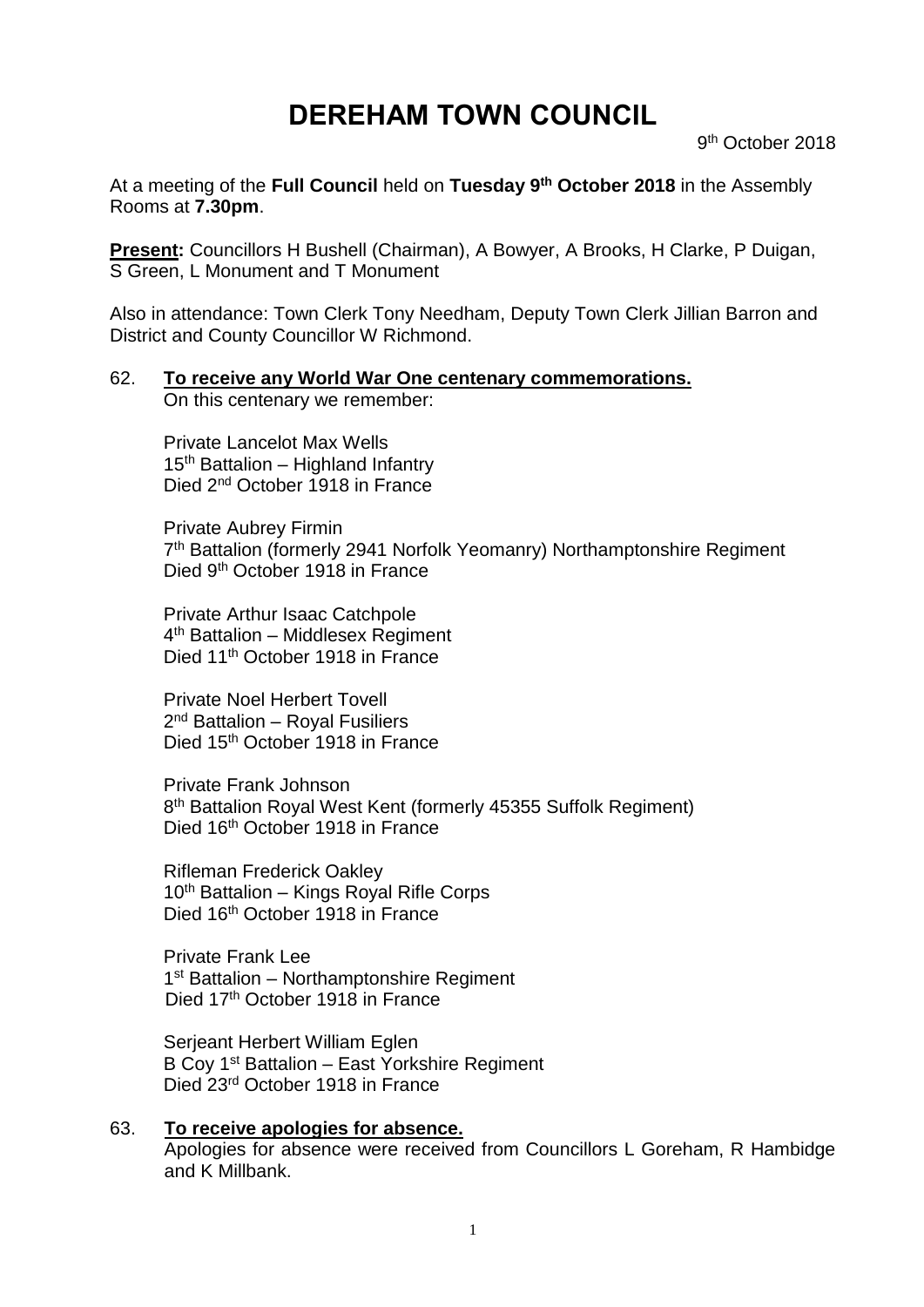# DEREHAM TOWN COUNCIL

9th October 2018

At a meeting of the **Full Council** held on **Tuesday 9th October 2018** in the Assembly Rooms at **7.30pm**.

**Present:** Councillors H Bushell (Chairman), A Bowyer, A Brooks, H Clarke, P Duigan, S Green, L Monument and T Monument

Also in attendance: Town Clerk Tony Needham, Deputy Town Clerk Jillian Barron and District and County Councillor W Richmond.

62. **To receive any World War One centenary commemorations.**

On this centenary we remember:

Private Lancelot Max Wells
15th Battalion – Highland Infantry
Died 2nd October 1918 in France

Private Aubrey Firmin
7th Battalion (formerly 2941 Norfolk Yeomanry) Northamptonshire Regiment
Died 9th October 1918 in France

Private Arthur Isaac Catchpole
4th Battalion – Middlesex Regiment
Died 11th October 1918 in France

Private Noel Herbert Tovell
2nd Battalion – Royal Fusiliers
Died 15th October 1918 in France

Private Frank Johnson
8th Battalion Royal West Kent (formerly 45355 Suffolk Regiment)
Died 16th October 1918 in France

Rifleman Frederick Oakley
10th Battalion – Kings Royal Rifle Corps
Died 16th October 1918 in France

Private Frank Lee
1st Battalion – Northamptonshire Regiment
Died 17th October 1918 in France

Serjeant Herbert William Eglen
B Coy 1st Battalion – East Yorkshire Regiment
Died 23rd October 1918 in France

63. **To receive apologies for absence.**

Apologies for absence were received from Councillors L Goreham, R Hambidge and K Millbank.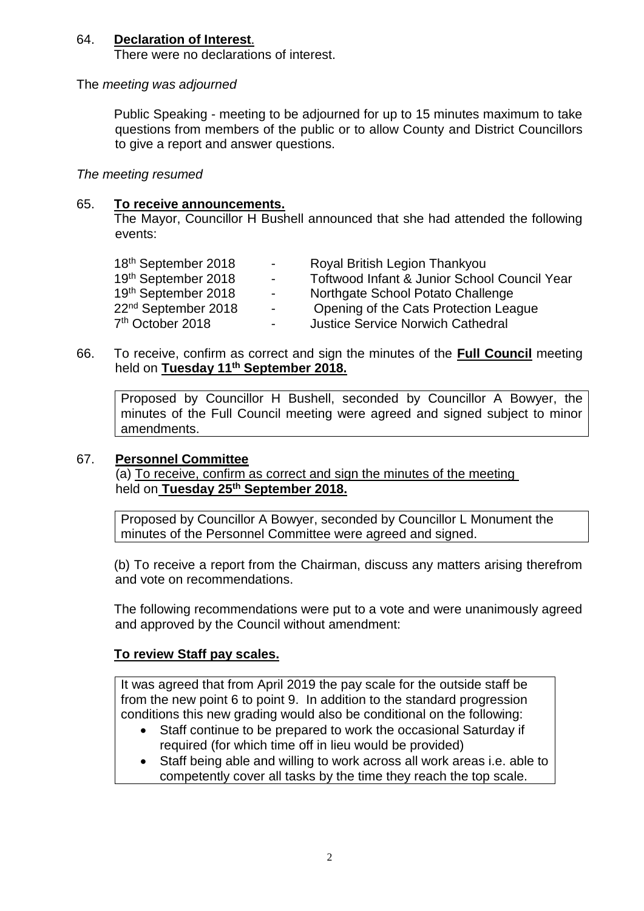64. **Declaration of Interest**.
    There were no declarations of interest.

The *meeting was adjourned*

Public Speaking - meeting to be adjourned for up to 15 minutes maximum to take questions from members of the public or to allow County and District Councillors to give a report and answer questions.

*The meeting resumed*

65. **To receive announcements.**
    The Mayor, Councillor H Bushell announced that she had attended the following events:

| | | |
|---|---|---|
| 18th September 2018 | - | Royal British Legion Thankyou |
| 19th September 2018 | - | Toftwood Infant & Junior School Council Year |
| 19th September 2018 | - | Northgate School Potato Challenge |
| 22nd September 2018 | - | Opening of the Cats Protection League |
| 7th October 2018 | - | Justice Service Norwich Cathedral |

66. To receive, confirm as correct and sign the minutes of the **Full Council** meeting held on **Tuesday 11th September 2018.**

    Proposed by Councillor H Bushell, seconded by Councillor A Bowyer, the minutes of the Full Council meeting were agreed and signed subject to minor amendments.

67. **Personnel Committee**
    (a) To receive, confirm as correct and sign the minutes of the meeting held on **Tuesday 25th September 2018.**

    Proposed by Councillor A Bowyer, seconded by Councillor L Monument the minutes of the Personnel Committee were agreed and signed.

    (b) To receive a report from the Chairman, discuss any matters arising therefrom and vote on recommendations.

    The following recommendations were put to a vote and were unanimously agreed and approved by the Council without amendment:

**To review Staff pay scales.**

It was agreed that from April 2019 the pay scale for the outside staff be from the new point 6 to point 9. In addition to the standard progression conditions this new grading would also be conditional on the following:

- Staff continue to be prepared to work the occasional Saturday if required (for which time off in lieu would be provided)
- Staff being able and willing to work across all work areas i.e. able to competently cover all tasks by the time they reach the top scale.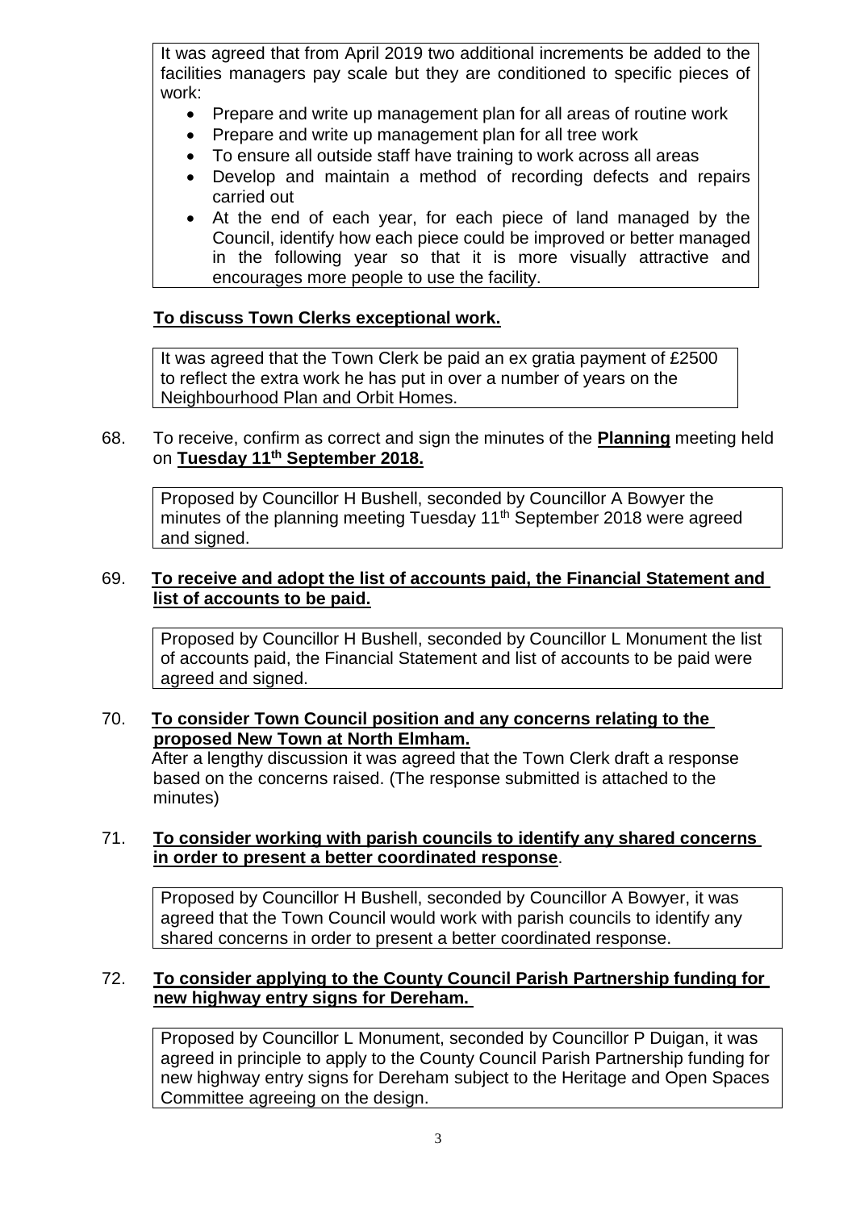It was agreed that from April 2019 two additional increments be added to the facilities managers pay scale but they are conditioned to specific pieces of work:

- Prepare and write up management plan for all areas of routine work
- Prepare and write up management plan for all tree work
- To ensure all outside staff have training to work across all areas
- Develop and maintain a method of recording defects and repairs carried out
- At the end of each year, for each piece of land managed by the Council, identify how each piece could be improved or better managed in the following year so that it is more visually attractive and encourages more people to use the facility.

**To discuss Town Clerks exceptional work.**

It was agreed that the Town Clerk be paid an ex gratia payment of £2500 to reflect the extra work he has put in over a number of years on the Neighbourhood Plan and Orbit Homes.

68. To receive, confirm as correct and sign the minutes of the **Planning** meeting held on **Tuesday 11th September 2018.**

Proposed by Councillor H Bushell, seconded by Councillor A Bowyer the minutes of the planning meeting Tuesday 11th September 2018 were agreed and signed.

69. **To receive and adopt the list of accounts paid, the Financial Statement and list of accounts to be paid.**

Proposed by Councillor H Bushell, seconded by Councillor L Monument the list of accounts paid, the Financial Statement and list of accounts to be paid were agreed and signed.

70. **To consider Town Council position and any concerns relating to the proposed New Town at North Elmham.**

After a lengthy discussion it was agreed that the Town Clerk draft a response based on the concerns raised. (The response submitted is attached to the minutes)

71. **To consider working with parish councils to identify any shared concerns in order to present a better coordinated response**.

Proposed by Councillor H Bushell, seconded by Councillor A Bowyer, it was agreed that the Town Council would work with parish councils to identify any shared concerns in order to present a better coordinated response.

72. **To consider applying to the County Council Parish Partnership funding for new highway entry signs for Dereham.**

Proposed by Councillor L Monument, seconded by Councillor P Duigan, it was agreed in principle to apply to the County Council Parish Partnership funding for new highway entry signs for Dereham subject to the Heritage and Open Spaces Committee agreeing on the design.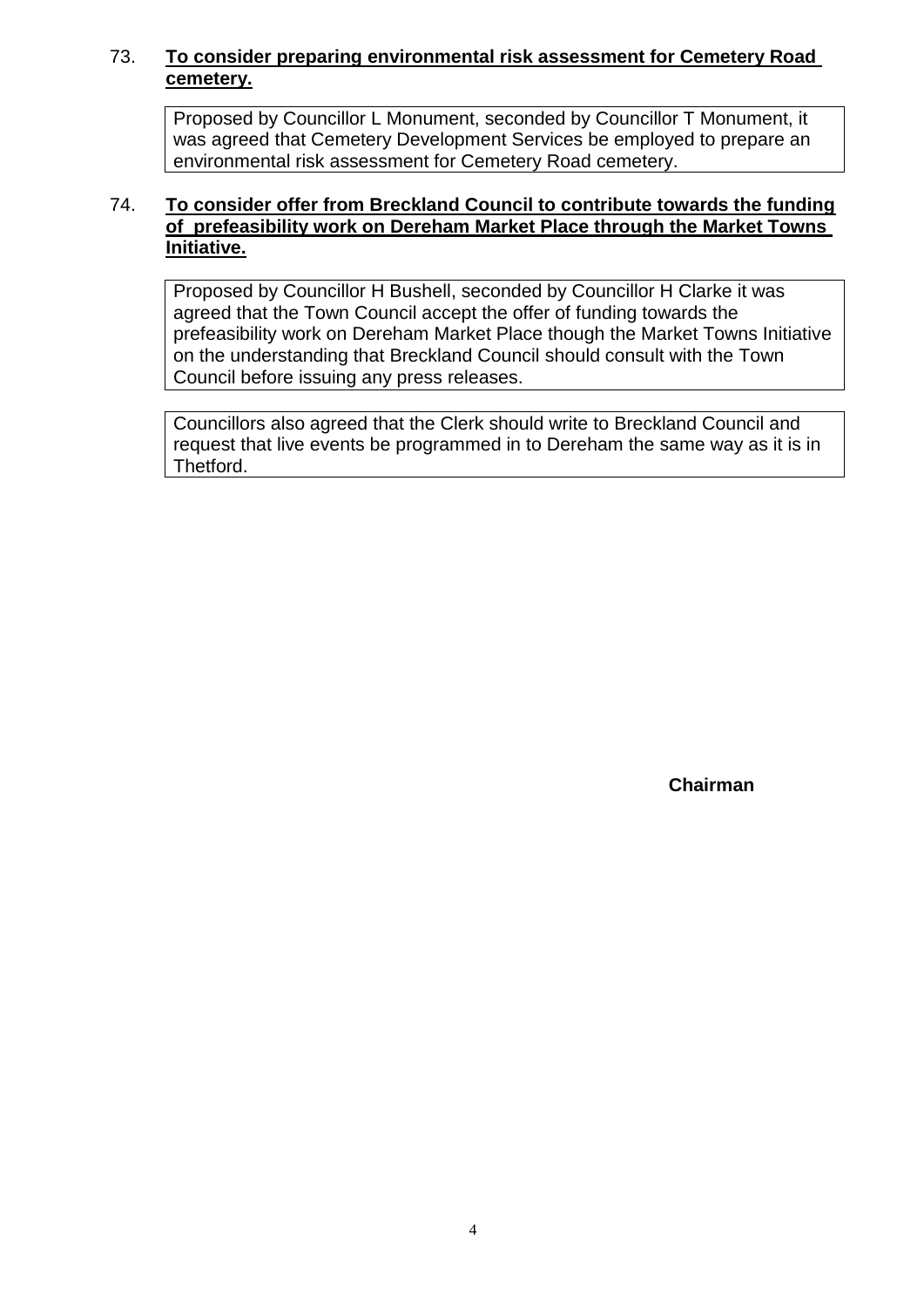73. **To consider preparing environmental risk assessment for Cemetery Road cemetery.**

Proposed by Councillor L Monument, seconded by Councillor T Monument, it was agreed that Cemetery Development Services be employed to prepare an environmental risk assessment for Cemetery Road cemetery.

74. **To consider offer from Breckland Council to contribute towards the funding of prefeasibility work on Dereham Market Place through the Market Towns Initiative.**

Proposed by Councillor H Bushell, seconded by Councillor H Clarke it was agreed that the Town Council accept the offer of funding towards the prefeasibility work on Dereham Market Place though the Market Towns Initiative on the understanding that Breckland Council should consult with the Town Council before issuing any press releases.

Councillors also agreed that the Clerk should write to Breckland Council and request that live events be programmed in to Dereham the same way as it is in Thetford.

**Chairman**